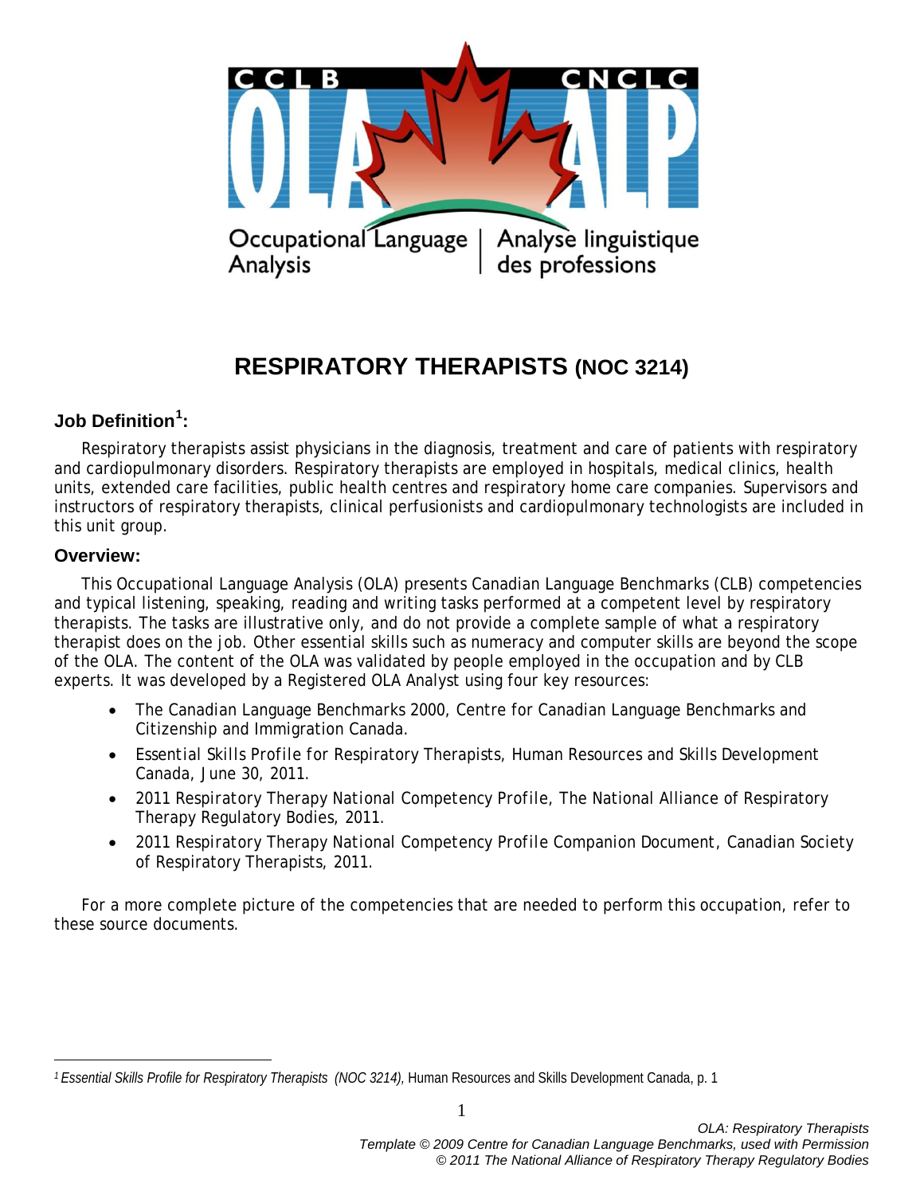CCLB | CNCLC

OLA | ALP

Occupational Language Analysis | Analyse linguistique des professions

# RESPIRATORY THERAPISTS (NOC 3214)

## Job Definition[1]:

Respiratory therapists assist physicians in the diagnosis, treatment and care of patients with respiratory and cardiopulmonary disorders. Respiratory therapists are employed in hospitals, medical clinics, health units, extended care facilities, public health centres and respiratory home care companies. Supervisors and instructors of respiratory therapists, clinical perfusionists and cardiopulmonary technologists are included in this unit group.

## Overview:

This Occupational Language Analysis (OLA) presents Canadian Language Benchmarks (CLB) competencies and typical listening, speaking, reading and writing tasks performed at a competent level by respiratory therapists. The tasks are illustrative only, and do not provide a complete sample of what a respiratory therapist does on the job. Other essential skills such as numeracy and computer skills are beyond the scope of the OLA. The content of the OLA was validated by people employed in the occupation and by CLB experts. It was developed by a Registered OLA Analyst using four key resources:

- The Canadian Language Benchmarks 2000, Centre for Canadian Language Benchmarks and Citizenship and Immigration Canada.
- Essential Skills Profile for Respiratory Therapists, Human Resources and Skills Development Canada, June 30, 2011.
- 2011 Respiratory Therapy National Competency Profile, The National Alliance of Respiratory Therapy Regulatory Bodies, 2011.
- 2011 Respiratory Therapy National Competency Profile Companion Document, Canadian Society of Respiratory Therapists, 2011.

For a more complete picture of the competencies that are needed to perform this occupation, refer to these source documents.

[1] *Essential Skills Profile for Respiratory Therapists (NOC 3214),* Human Resources and Skills Development Canada, p. 1

*OLA: Respiratory Therapists*
*Template © 2009 Centre for Canadian Language Benchmarks, used with Permission*
*© 2011 The National Alliance of Respiratory Therapy Regulatory Bodies*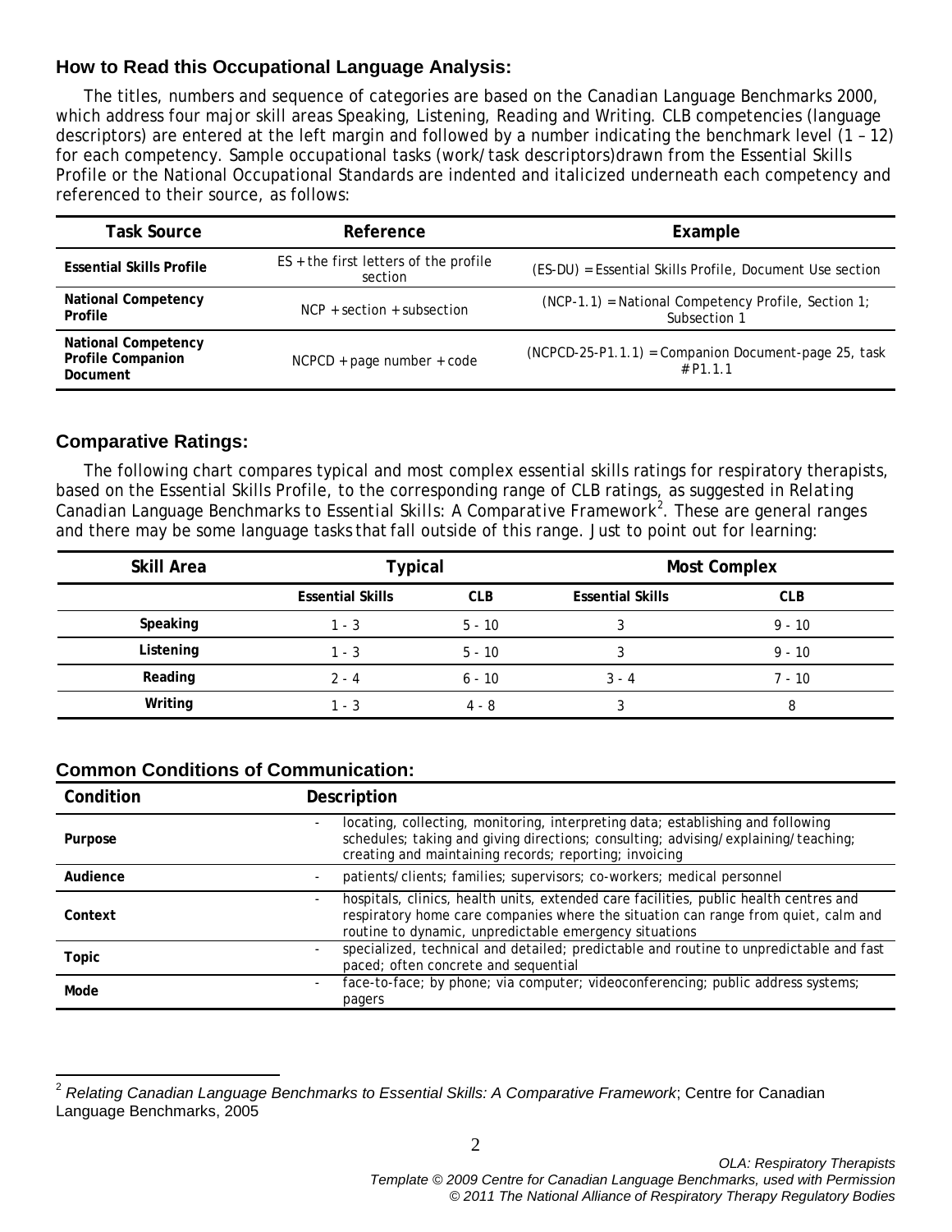## How to Read this Occupational Language Analysis:

The titles, numbers and sequence of categories are based on the Canadian Language Benchmarks 2000, which address four major skill areas Speaking, Listening, Reading and Writing. CLB competencies (language descriptors) are entered at the left margin and followed by a number indicating the benchmark level (1 – 12) for each competency. Sample occupational tasks (work/task descriptors)drawn from the Essential Skills Profile or the National Occupational Standards are indented and italicized underneath each competency and referenced to their source, as follows:

| Task Source | Reference | Example |
|---|---|---|
| **Essential Skills Profile** | ES + the first letters of the profile section | (ES-DU) = Essential Skills Profile, Document Use section |
| **National Competency Profile** | NCP + section + subsection | (NCP-1.1) = National Competency Profile, Section 1; Subsection 1 |
| **National Competency Profile Companion Document** | NCPCD + page number + code | (NCPCD-25-P1.1.1) = Companion Document-page 25, task # P1.1.1 |

## Comparative Ratings:

The following chart compares typical and most complex essential skills ratings for respiratory therapists, based on the Essential Skills Profile, to the corresponding range of CLB ratings, as suggested in *Relating Canadian Language Benchmarks to Essential Skills: A Comparative Framework*[2]. These are general ranges and there may be some language tasks that fall outside of this range. Just to point out for learning:

| Skill Area | Typical | | Most Complex | |
|---|---|---|---|---|
| | **Essential Skills** | **CLB** | **Essential Skills** | **CLB** |
| **Speaking** | 1 - 3 | 5 - 10 | 3 | 9 - 10 |
| **Listening** | 1 - 3 | 5 - 10 | 3 | 9 - 10 |
| **Reading** | 2 - 4 | 6 - 10 | 3 - 4 | 7 - 10 |
| **Writing** | 1 - 3 | 4 - 8 | 3 | 8 |

## Common Conditions of Communication:

| Condition | Description |
|---|---|
| **Purpose** | - locating, collecting, monitoring, interpreting data; establishing and following schedules; taking and giving directions; consulting; advising/explaining/teaching; creating and maintaining records; reporting; invoicing |
| **Audience** | - patients/clients; families; supervisors; co-workers; medical personnel |
| **Context** | - hospitals, clinics, health units, extended care facilities, public health centres and respiratory home care companies where the situation can range from quiet, calm and routine to dynamic, unpredictable emergency situations |
| **Topic** | - specialized, technical and detailed; predictable and routine to unpredictable and fast paced; often concrete and sequential |
| **Mode** | - face-to-face; by phone; via computer; videoconferencing; public address systems; pagers |

[2] *Relating Canadian Language Benchmarks to Essential Skills: A Comparative Framework*; Centre for Canadian Language Benchmarks, 2005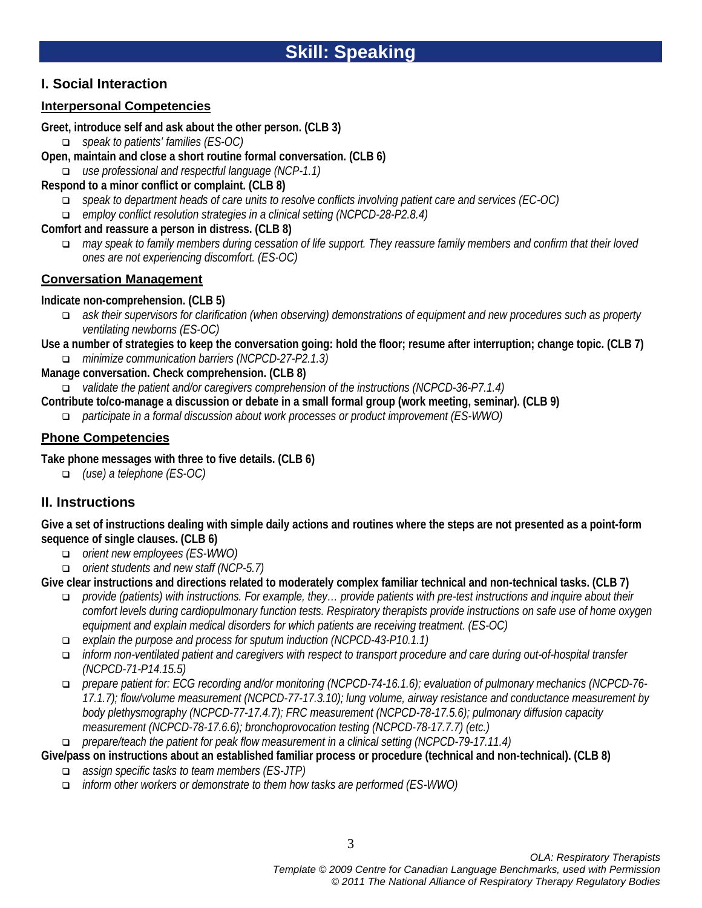# Skill: Speaking

## I. Social Interaction

### Interpersonal Competencies

**Greet, introduce self and ask about the other person. (CLB 3)**

- *speak to patients' families (ES-OC)*

**Open, maintain and close a short routine formal conversation. (CLB 6)**

- *use professional and respectful language (NCP-1.1)*

**Respond to a minor conflict or complaint. (CLB 8)**

- *speak to department heads of care units to resolve conflicts involving patient care and services (EC-OC)*
- *employ conflict resolution strategies in a clinical setting (NCPCD-28-P2.8.4)*

**Comfort and reassure a person in distress. (CLB 8)**

- *may speak to family members during cessation of life support. They reassure family members and confirm that their loved ones are not experiencing discomfort. (ES-OC)*

### Conversation Management

**Indicate non-comprehension. (CLB 5)**

- *ask their supervisors for clarification (when observing) demonstrations of equipment and new procedures such as property ventilating newborns (ES-OC)*

**Use a number of strategies to keep the conversation going: hold the floor; resume after interruption; change topic. (CLB 7)**

- *minimize communication barriers (NCPCD-27-P2.1.3)*

**Manage conversation. Check comprehension. (CLB 8)**

- *validate the patient and/or caregivers comprehension of the instructions (NCPCD-36-P7.1.4)*

**Contribute to/co-manage a discussion or debate in a small formal group (work meeting, seminar). (CLB 9)**

- *participate in a formal discussion about work processes or product improvement (ES-WWO)*

### Phone Competencies

**Take phone messages with three to five details. (CLB 6)**

- *(use) a telephone (ES-OC)*

## II. Instructions

**Give a set of instructions dealing with simple daily actions and routines where the steps are not presented as a point-form sequence of single clauses. (CLB 6)**

- *orient new employees (ES-WWO)*
- *orient students and new staff (NCP-5.7)*

**Give clear instructions and directions related to moderately complex familiar technical and non-technical tasks. (CLB 7)**

- *provide (patients) with instructions. For example, they… provide patients with pre-test instructions and inquire about their comfort levels during cardiopulmonary function tests. Respiratory therapists provide instructions on safe use of home oxygen equipment and explain medical disorders for which patients are receiving treatment. (ES-OC)*
- *explain the purpose and process for sputum induction (NCPCD-43-P10.1.1)*
- *inform non-ventilated patient and caregivers with respect to transport procedure and care during out-of-hospital transfer (NCPCD-71-P14.15.5)*
- *prepare patient for: ECG recording and/or monitoring (NCPCD-74-16.1.6); evaluation of pulmonary mechanics (NCPCD-76-17.1.7); flow/volume measurement (NCPCD-77-17.3.10); lung volume, airway resistance and conductance measurement by body plethysmography (NCPCD-77-17.4.7); FRC measurement (NCPCD-78-17.5.6); pulmonary diffusion capacity measurement (NCPCD-78-17.6.6); bronchoprovocation testing (NCPCD-78-17.7.7) (etc.)*
- *prepare/teach the patient for peak flow measurement in a clinical setting (NCPCD-79-17.11.4)*

**Give/pass on instructions about an established familiar process or procedure (technical and non-technical). (CLB 8)**

- *assign specific tasks to team members (ES-JTP)*
- *inform other workers or demonstrate to them how tasks are performed (ES-WWO)*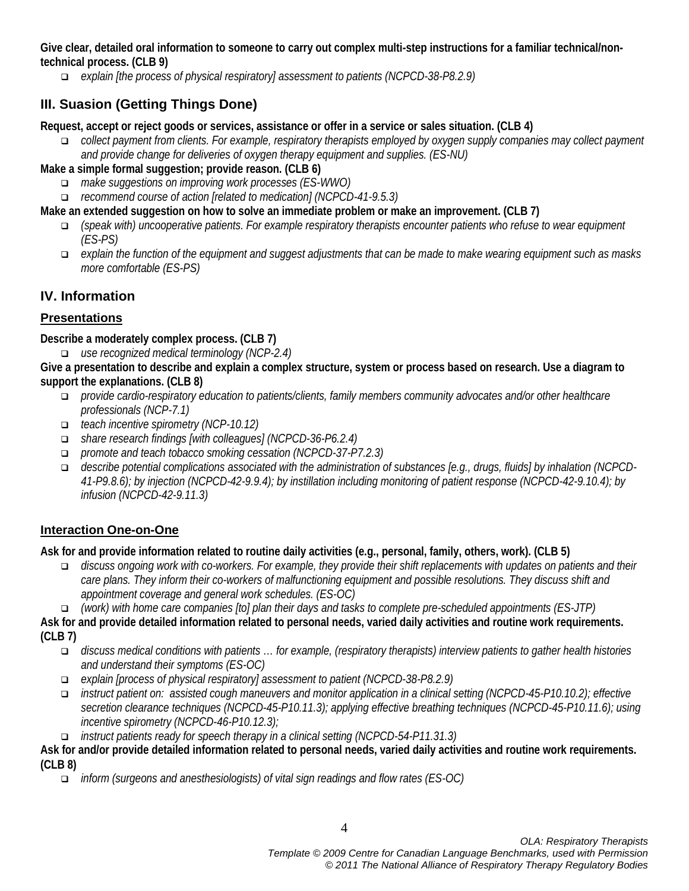**Give clear, detailed oral information to someone to carry out complex multi-step instructions for a familiar technical/non-technical process. (CLB 9)**

- *explain [the process of physical respiratory] assessment to patients (NCPCD-38-P8.2.9)*

## III. Suasion (Getting Things Done)

**Request, accept or reject goods or services, assistance or offer in a service or sales situation. (CLB 4)**

- *collect payment from clients. For example, respiratory therapists employed by oxygen supply companies may collect payment and provide change for deliveries of oxygen therapy equipment and supplies. (ES-NU)*

**Make a simple formal suggestion; provide reason. (CLB 6)**

- *make suggestions on improving work processes (ES-WWO)*
- *recommend course of action [related to medication] (NCPCD-41-9.5.3)*

**Make an extended suggestion on how to solve an immediate problem or make an improvement. (CLB 7)**

- *(speak with) uncooperative patients. For example respiratory therapists encounter patients who refuse to wear equipment (ES-PS)*
- *explain the function of the equipment and suggest adjustments that can be made to make wearing equipment such as masks more comfortable (ES-PS)*

## IV. Information

### Presentations

**Describe a moderately complex process. (CLB 7)**

- *use recognized medical terminology (NCP-2.4)*

**Give a presentation to describe and explain a complex structure, system or process based on research. Use a diagram to support the explanations. (CLB 8)**

- *provide cardio-respiratory education to patients/clients, family members community advocates and/or other healthcare professionals (NCP-7.1)*
- *teach incentive spirometry (NCP-10.12)*
- *share research findings [with colleagues] (NCPCD-36-P6.2.4)*
- *promote and teach tobacco smoking cessation (NCPCD-37-P7.2.3)*
- *describe potential complications associated with the administration of substances [e.g., drugs, fluids] by inhalation (NCPCD-41-P9.8.6); by injection (NCPCD-42-9.9.4); by instillation including monitoring of patient response (NCPCD-42-9.10.4); by infusion (NCPCD-42-9.11.3)*

### Interaction One-on-One

**Ask for and provide information related to routine daily activities (e.g., personal, family, others, work). (CLB 5)**

- *discuss ongoing work with co-workers. For example, they provide their shift replacements with updates on patients and their care plans. They inform their co-workers of malfunctioning equipment and possible resolutions. They discuss shift and appointment coverage and general work schedules. (ES-OC)*
- *(work) with home care companies [to] plan their days and tasks to complete pre-scheduled appointments (ES-JTP)*

**Ask for and provide detailed information related to personal needs, varied daily activities and routine work requirements. (CLB 7)**

- *discuss medical conditions with patients … for example, (respiratory therapists) interview patients to gather health histories and understand their symptoms (ES-OC)*
- *explain [process of physical respiratory] assessment to patient (NCPCD-38-P8.2.9)*
- *instruct patient on: assisted cough maneuvers and monitor application in a clinical setting (NCPCD-45-P10.10.2); effective secretion clearance techniques (NCPCD-45-P10.11.3); applying effective breathing techniques (NCPCD-45-P10.11.6); using incentive spirometry (NCPCD-46-P10.12.3);*
- *instruct patients ready for speech therapy in a clinical setting (NCPCD-54-P11.31.3)*

**Ask for and/or provide detailed information related to personal needs, varied daily activities and routine work requirements. (CLB 8)**

- *inform (surgeons and anesthesiologists) of vital sign readings and flow rates (ES-OC)*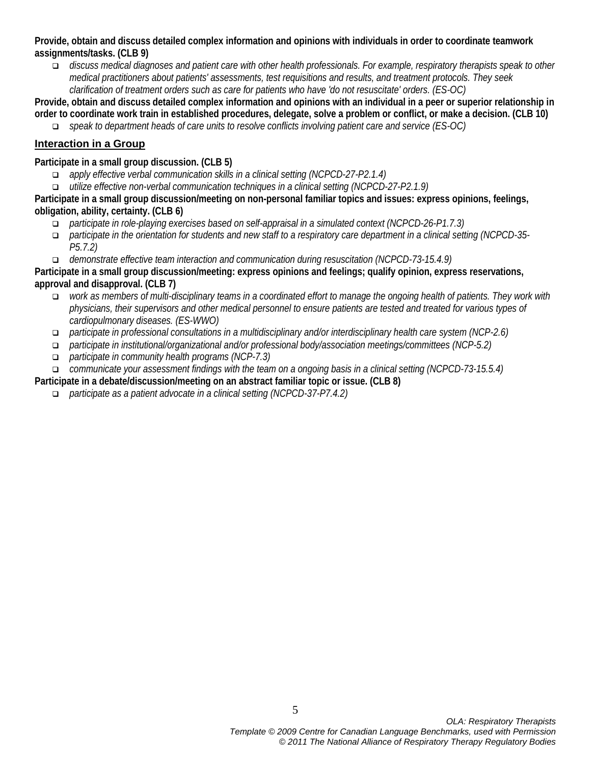**Provide, obtain and discuss detailed complex information and opinions with individuals in order to coordinate teamwork assignments/tasks. (CLB 9)**

- *discuss medical diagnoses and patient care with other health professionals. For example, respiratory therapists speak to other medical practitioners about patients' assessments, test requisitions and results, and treatment protocols. They seek clarification of treatment orders such as care for patients who have 'do not resuscitate' orders. (ES-OC)*

**Provide, obtain and discuss detailed complex information and opinions with an individual in a peer or superior relationship in order to coordinate work train in established procedures, delegate, solve a problem or conflict, or make a decision. (CLB 10)**

- *speak to department heads of care units to resolve conflicts involving patient care and service (ES-OC)*

## Interaction in a Group

**Participate in a small group discussion. (CLB 5)**

- *apply effective verbal communication skills in a clinical setting (NCPCD-27-P2.1.4)*
- *utilize effective non-verbal communication techniques in a clinical setting (NCPCD-27-P2.1.9)*

**Participate in a small group discussion/meeting on non-personal familiar topics and issues: express opinions, feelings, obligation, ability, certainty. (CLB 6)**

- *participate in role-playing exercises based on self-appraisal in a simulated context (NCPCD-26-P1.7.3)*
- *participate in the orientation for students and new staff to a respiratory care department in a clinical setting (NCPCD-35-P5.7.2)*
- *demonstrate effective team interaction and communication during resuscitation (NCPCD-73-15.4.9)*

**Participate in a small group discussion/meeting: express opinions and feelings; qualify opinion, express reservations, approval and disapproval. (CLB 7)**

- *work as members of multi-disciplinary teams in a coordinated effort to manage the ongoing health of patients. They work with physicians, their supervisors and other medical personnel to ensure patients are tested and treated for various types of cardiopulmonary diseases. (ES-WWO)*
- *participate in professional consultations in a multidisciplinary and/or interdisciplinary health care system (NCP-2.6)*
- *participate in institutional/organizational and/or professional body/association meetings/committees (NCP-5.2)*
- *participate in community health programs (NCP-7.3)*
- *communicate your assessment findings with the team on a ongoing basis in a clinical setting (NCPCD-73-15.5.4)*

**Participate in a debate/discussion/meeting on an abstract familiar topic or issue. (CLB 8)**

- *participate as a patient advocate in a clinical setting (NCPCD-37-P7.4.2)*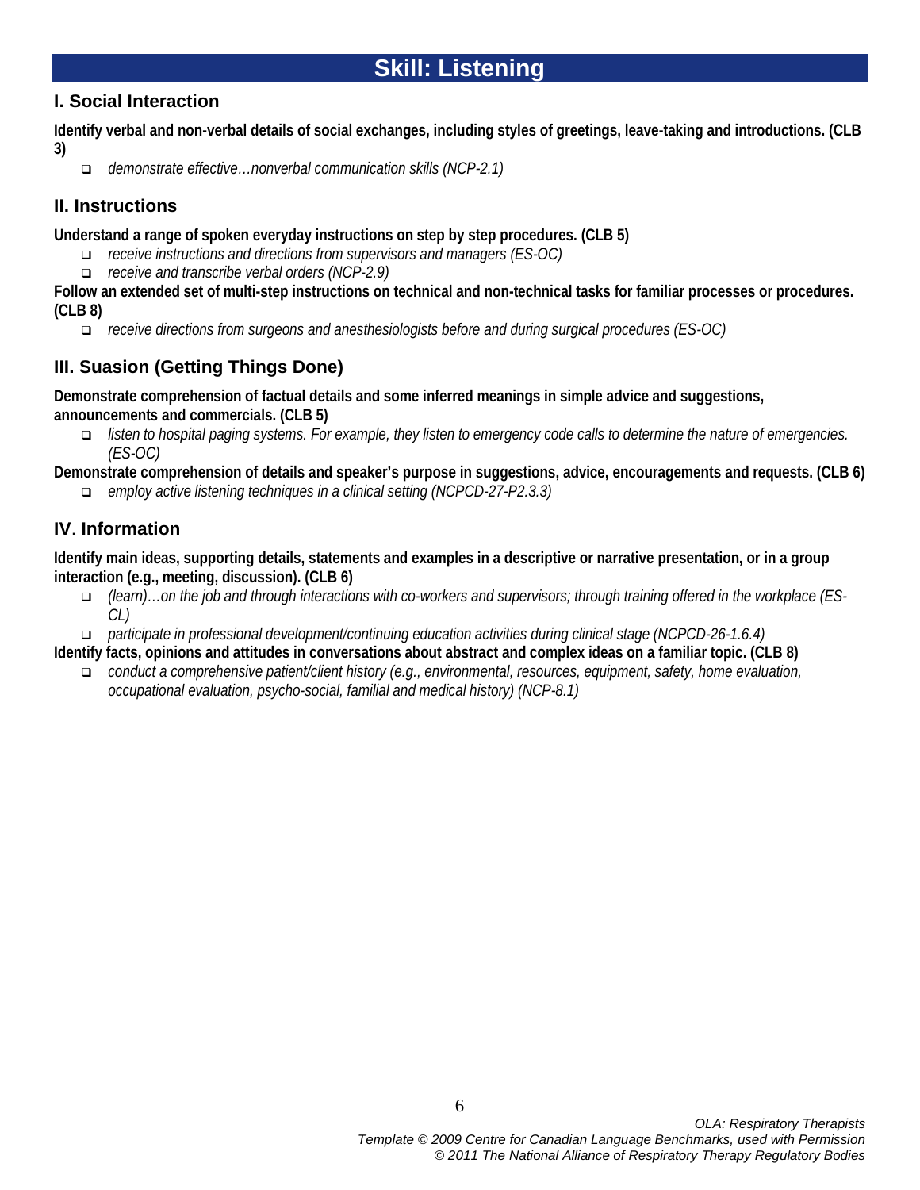# Skill: Listening

## I. Social Interaction

**Identify verbal and non-verbal details of social exchanges, including styles of greetings, leave-taking and introductions. (CLB 3)**

- *demonstrate effective…nonverbal communication skills (NCP-2.1)*

## II. Instructions

**Understand a range of spoken everyday instructions on step by step procedures. (CLB 5)**

- *receive instructions and directions from supervisors and managers (ES-OC)*
- *receive and transcribe verbal orders (NCP-2.9)*

**Follow an extended set of multi-step instructions on technical and non-technical tasks for familiar processes or procedures. (CLB 8)**

- *receive directions from surgeons and anesthesiologists before and during surgical procedures (ES-OC)*

## III. Suasion (Getting Things Done)

**Demonstrate comprehension of factual details and some inferred meanings in simple advice and suggestions, announcements and commercials. (CLB 5)**

- *listen to hospital paging systems. For example, they listen to emergency code calls to determine the nature of emergencies. (ES-OC)*

**Demonstrate comprehension of details and speaker's purpose in suggestions, advice, encouragements and requests. (CLB 6)**

- *employ active listening techniques in a clinical setting (NCPCD-27-P2.3.3)*

## IV. Information

**Identify main ideas, supporting details, statements and examples in a descriptive or narrative presentation, or in a group interaction (e.g., meeting, discussion). (CLB 6)**

- *(learn)…on the job and through interactions with co-workers and supervisors; through training offered in the workplace (ES-CL)*
- *participate in professional development/continuing education activities during clinical stage (NCPCD-26-1.6.4)*

**Identify facts, opinions and attitudes in conversations about abstract and complex ideas on a familiar topic. (CLB 8)**

- *conduct a comprehensive patient/client history (e.g., environmental, resources, equipment, safety, home evaluation, occupational evaluation, psycho-social, familial and medical history) (NCP-8.1)*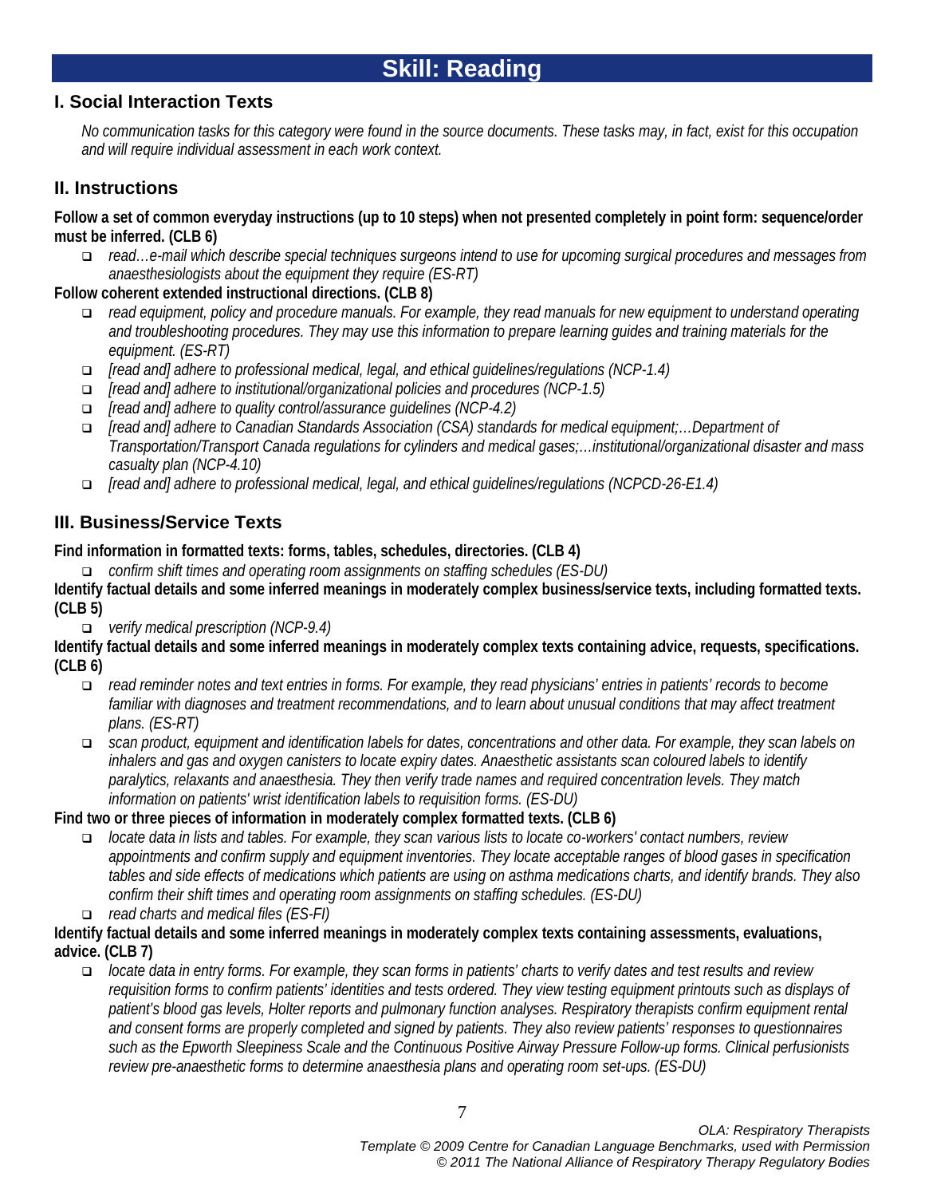# Skill: Reading

## I. Social Interaction Texts

*No communication tasks for this category were found in the source documents. These tasks may, in fact, exist for this occupation and will require individual assessment in each work context.*

## II. Instructions

**Follow a set of common everyday instructions (up to 10 steps) when not presented completely in point form: sequence/order must be inferred. (CLB 6)**

- *read…e-mail which describe special techniques surgeons intend to use for upcoming surgical procedures and messages from anaesthesiologists about the equipment they require (ES-RT)*

**Follow coherent extended instructional directions. (CLB 8)**

- *read equipment, policy and procedure manuals. For example, they read manuals for new equipment to understand operating and troubleshooting procedures. They may use this information to prepare learning guides and training materials for the equipment. (ES-RT)*
- *[read and] adhere to professional medical, legal, and ethical guidelines/regulations (NCP-1.4)*
- *[read and] adhere to institutional/organizational policies and procedures (NCP-1.5)*
- *[read and] adhere to quality control/assurance guidelines (NCP-4.2)*
- *[read and] adhere to Canadian Standards Association (CSA) standards for medical equipment;…Department of Transportation/Transport Canada regulations for cylinders and medical gases;…institutional/organizational disaster and mass casualty plan (NCP-4.10)*
- *[read and] adhere to professional medical, legal, and ethical guidelines/regulations (NCPCD-26-E1.4)*

## III. Business/Service Texts

**Find information in formatted texts: forms, tables, schedules, directories. (CLB 4)**

- *confirm shift times and operating room assignments on staffing schedules (ES-DU)*

**Identify factual details and some inferred meanings in moderately complex business/service texts, including formatted texts. (CLB 5)**

- *verify medical prescription (NCP-9.4)*

**Identify factual details and some inferred meanings in moderately complex texts containing advice, requests, specifications. (CLB 6)**

- *read reminder notes and text entries in forms. For example, they read physicians' entries in patients' records to become familiar with diagnoses and treatment recommendations, and to learn about unusual conditions that may affect treatment plans. (ES-RT)*
- *scan product, equipment and identification labels for dates, concentrations and other data. For example, they scan labels on inhalers and gas and oxygen canisters to locate expiry dates. Anaesthetic assistants scan coloured labels to identify paralytics, relaxants and anaesthesia. They then verify trade names and required concentration levels. They match information on patients' wrist identification labels to requisition forms. (ES-DU)*

**Find two or three pieces of information in moderately complex formatted texts. (CLB 6)**

- *locate data in lists and tables. For example, they scan various lists to locate co-workers' contact numbers, review appointments and confirm supply and equipment inventories. They locate acceptable ranges of blood gases in specification tables and side effects of medications which patients are using on asthma medications charts, and identify brands. They also confirm their shift times and operating room assignments on staffing schedules. (ES-DU)*
- *read charts and medical files (ES-FI)*

**Identify factual details and some inferred meanings in moderately complex texts containing assessments, evaluations, advice. (CLB 7)**

- *locate data in entry forms. For example, they scan forms in patients' charts to verify dates and test results and review requisition forms to confirm patients' identities and tests ordered. They view testing equipment printouts such as displays of patient's blood gas levels, Holter reports and pulmonary function analyses. Respiratory therapists confirm equipment rental and consent forms are properly completed and signed by patients. They also review patients' responses to questionnaires such as the Epworth Sleepiness Scale and the Continuous Positive Airway Pressure Follow-up forms. Clinical perfusionists review pre-anaesthetic forms to determine anaesthesia plans and operating room set-ups. (ES-DU)*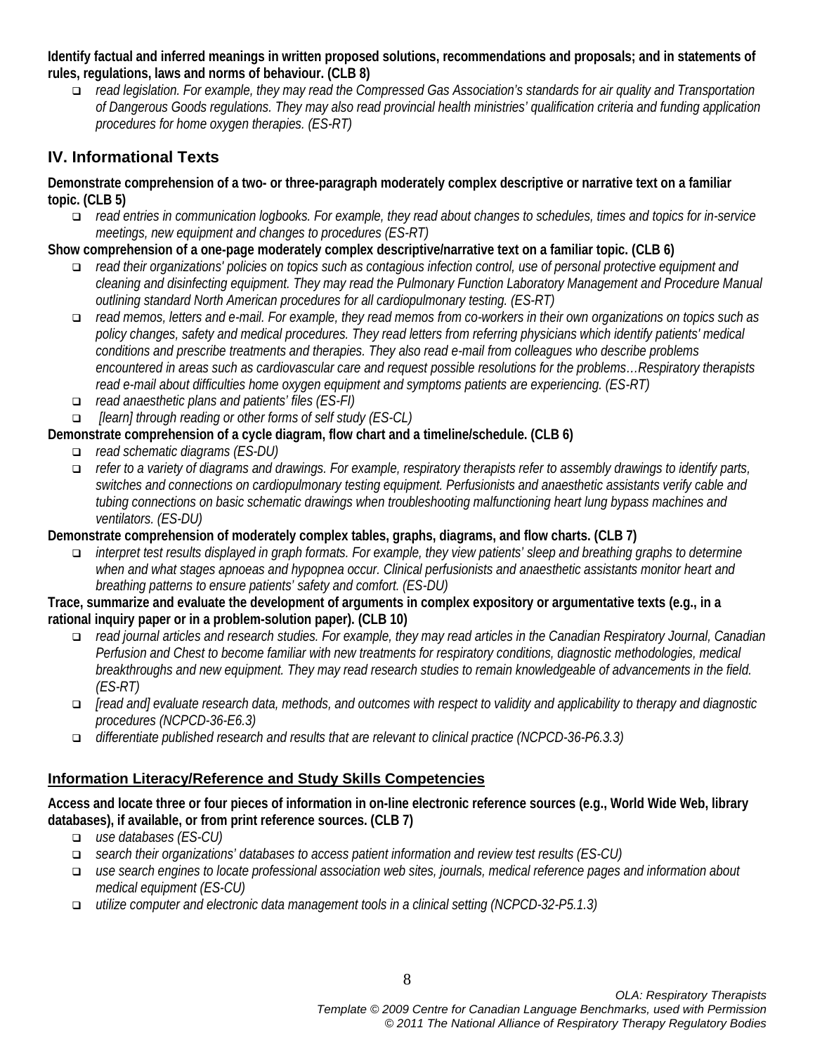**Identify factual and inferred meanings in written proposed solutions, recommendations and proposals; and in statements of rules, regulations, laws and norms of behaviour. (CLB 8)**

- *read legislation. For example, they may read the Compressed Gas Association's standards for air quality and Transportation of Dangerous Goods regulations. They may also read provincial health ministries' qualification criteria and funding application procedures for home oxygen therapies. (ES-RT)*

## IV. Informational Texts

**Demonstrate comprehension of a two- or three-paragraph moderately complex descriptive or narrative text on a familiar topic. (CLB 5)**

- *read entries in communication logbooks. For example, they read about changes to schedules, times and topics for in-service meetings, new equipment and changes to procedures (ES-RT)*

**Show comprehension of a one-page moderately complex descriptive/narrative text on a familiar topic. (CLB 6)**

- *read their organizations' policies on topics such as contagious infection control, use of personal protective equipment and cleaning and disinfecting equipment. They may read the Pulmonary Function Laboratory Management and Procedure Manual outlining standard North American procedures for all cardiopulmonary testing. (ES-RT)*
- *read memos, letters and e-mail. For example, they read memos from co-workers in their own organizations on topics such as policy changes, safety and medical procedures. They read letters from referring physicians which identify patients' medical conditions and prescribe treatments and therapies. They also read e-mail from colleagues who describe problems encountered in areas such as cardiovascular care and request possible resolutions for the problems…Respiratory therapists read e-mail about difficulties home oxygen equipment and symptoms patients are experiencing. (ES-RT)*
- *read anaesthetic plans and patients' files (ES-FI)*
- *[learn] through reading or other forms of self study (ES-CL)*

**Demonstrate comprehension of a cycle diagram, flow chart and a timeline/schedule. (CLB 6)**

- *read schematic diagrams (ES-DU)*
- *refer to a variety of diagrams and drawings. For example, respiratory therapists refer to assembly drawings to identify parts, switches and connections on cardiopulmonary testing equipment. Perfusionists and anaesthetic assistants verify cable and tubing connections on basic schematic drawings when troubleshooting malfunctioning heart lung bypass machines and ventilators. (ES-DU)*

**Demonstrate comprehension of moderately complex tables, graphs, diagrams, and flow charts. (CLB 7)**

- *interpret test results displayed in graph formats. For example, they view patients' sleep and breathing graphs to determine when and what stages apnoeas and hypopnea occur. Clinical perfusionists and anaesthetic assistants monitor heart and breathing patterns to ensure patients' safety and comfort. (ES-DU)*

**Trace, summarize and evaluate the development of arguments in complex expository or argumentative texts (e.g., in a rational inquiry paper or in a problem-solution paper). (CLB 10)**

- *read journal articles and research studies. For example, they may read articles in the Canadian Respiratory Journal, Canadian Perfusion and Chest to become familiar with new treatments for respiratory conditions, diagnostic methodologies, medical breakthroughs and new equipment. They may read research studies to remain knowledgeable of advancements in the field. (ES-RT)*
- *[read and] evaluate research data, methods, and outcomes with respect to validity and applicability to therapy and diagnostic procedures (NCPCD-36-E6.3)*
- *differentiate published research and results that are relevant to clinical practice (NCPCD-36-P6.3.3)*

## Information Literacy/Reference and Study Skills Competencies

**Access and locate three or four pieces of information in on-line electronic reference sources (e.g., World Wide Web, library databases), if available, or from print reference sources. (CLB 7)**

- *use databases (ES-CU)*
- *search their organizations' databases to access patient information and review test results (ES-CU)*
- *use search engines to locate professional association web sites, journals, medical reference pages and information about medical equipment (ES-CU)*
- *utilize computer and electronic data management tools in a clinical setting (NCPCD-32-P5.1.3)*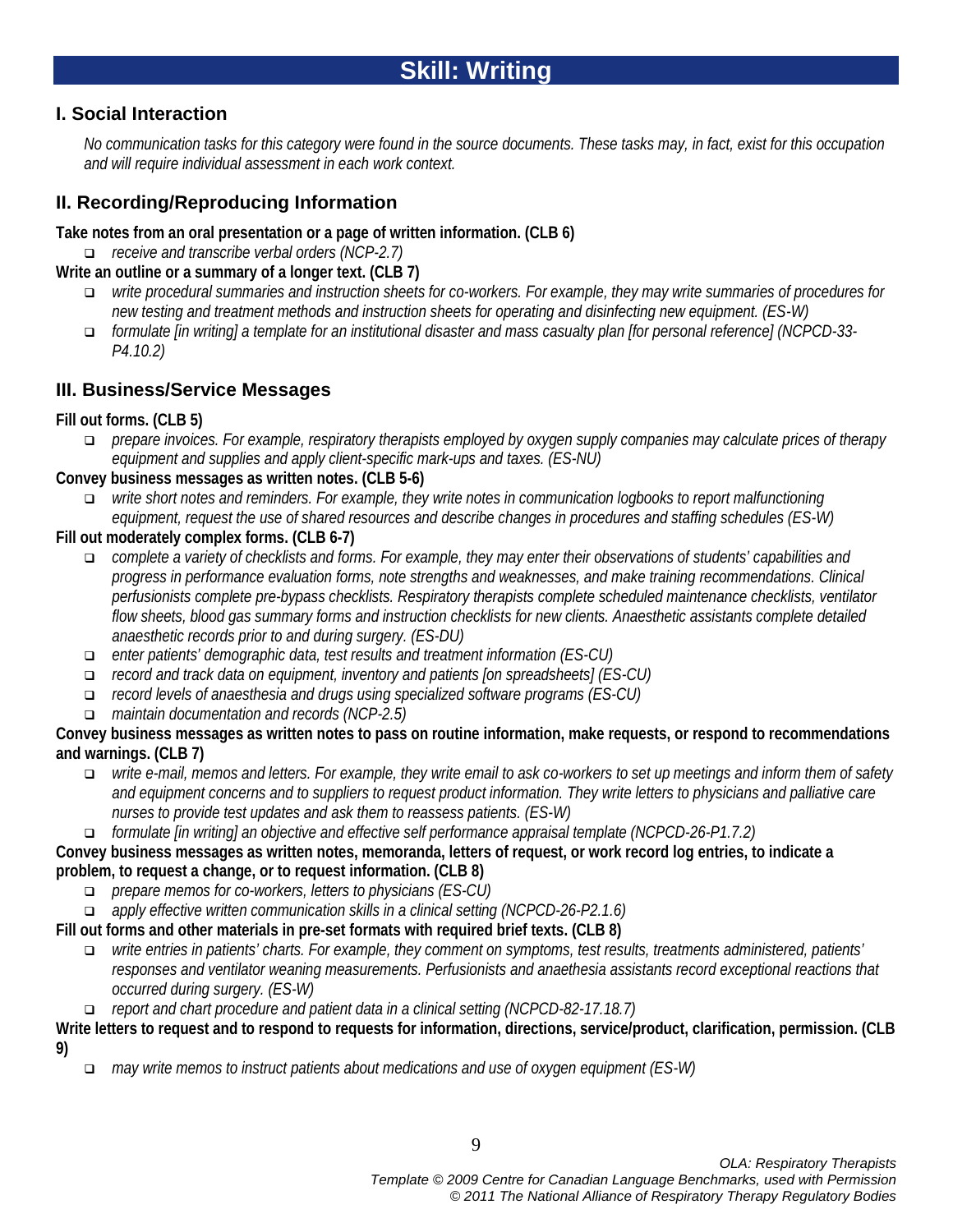# Skill: Writing

## I. Social Interaction

*No communication tasks for this category were found in the source documents. These tasks may, in fact, exist for this occupation and will require individual assessment in each work context.*

## II. Recording/Reproducing Information

**Take notes from an oral presentation or a page of written information. (CLB 6)**

- *receive and transcribe verbal orders (NCP-2.7)*

**Write an outline or a summary of a longer text. (CLB 7)**

- *write procedural summaries and instruction sheets for co-workers. For example, they may write summaries of procedures for new testing and treatment methods and instruction sheets for operating and disinfecting new equipment. (ES-W)*
- *formulate [in writing] a template for an institutional disaster and mass casualty plan [for personal reference] (NCPCD-33-P4.10.2)*

## III. Business/Service Messages

**Fill out forms. (CLB 5)**

- *prepare invoices. For example, respiratory therapists employed by oxygen supply companies may calculate prices of therapy equipment and supplies and apply client-specific mark-ups and taxes. (ES-NU)*

**Convey business messages as written notes. (CLB 5-6)**

- *write short notes and reminders. For example, they write notes in communication logbooks to report malfunctioning equipment, request the use of shared resources and describe changes in procedures and staffing schedules (ES-W)*

**Fill out moderately complex forms. (CLB 6-7)**

- *complete a variety of checklists and forms. For example, they may enter their observations of students' capabilities and progress in performance evaluation forms, note strengths and weaknesses, and make training recommendations. Clinical perfusionists complete pre-bypass checklists. Respiratory therapists complete scheduled maintenance checklists, ventilator flow sheets, blood gas summary forms and instruction checklists for new clients. Anaesthetic assistants complete detailed anaesthetic records prior to and during surgery. (ES-DU)*
- *enter patients' demographic data, test results and treatment information (ES-CU)*
- *record and track data on equipment, inventory and patients [on spreadsheets] (ES-CU)*
- *record levels of anaesthesia and drugs using specialized software programs (ES-CU)*
- *maintain documentation and records (NCP-2.5)*

**Convey business messages as written notes to pass on routine information, make requests, or respond to recommendations and warnings. (CLB 7)**

- *write e-mail, memos and letters. For example, they write email to ask co-workers to set up meetings and inform them of safety and equipment concerns and to suppliers to request product information. They write letters to physicians and palliative care nurses to provide test updates and ask them to reassess patients. (ES-W)*
- *formulate [in writing] an objective and effective self performance appraisal template (NCPCD-26-P1.7.2)*

**Convey business messages as written notes, memoranda, letters of request, or work record log entries, to indicate a problem, to request a change, or to request information. (CLB 8)**

- *prepare memos for co-workers, letters to physicians (ES-CU)*
- *apply effective written communication skills in a clinical setting (NCPCD-26-P2.1.6)*

**Fill out forms and other materials in pre-set formats with required brief texts. (CLB 8)**

- *write entries in patients' charts. For example, they comment on symptoms, test results, treatments administered, patients' responses and ventilator weaning measurements. Perfusionists and anaethesia assistants record exceptional reactions that occurred during surgery. (ES-W)*
- *report and chart procedure and patient data in a clinical setting (NCPCD-82-17.18.7)*

**Write letters to request and to respond to requests for information, directions, service/product, clarification, permission. (CLB 9)**

- *may write memos to instruct patients about medications and use of oxygen equipment (ES-W)*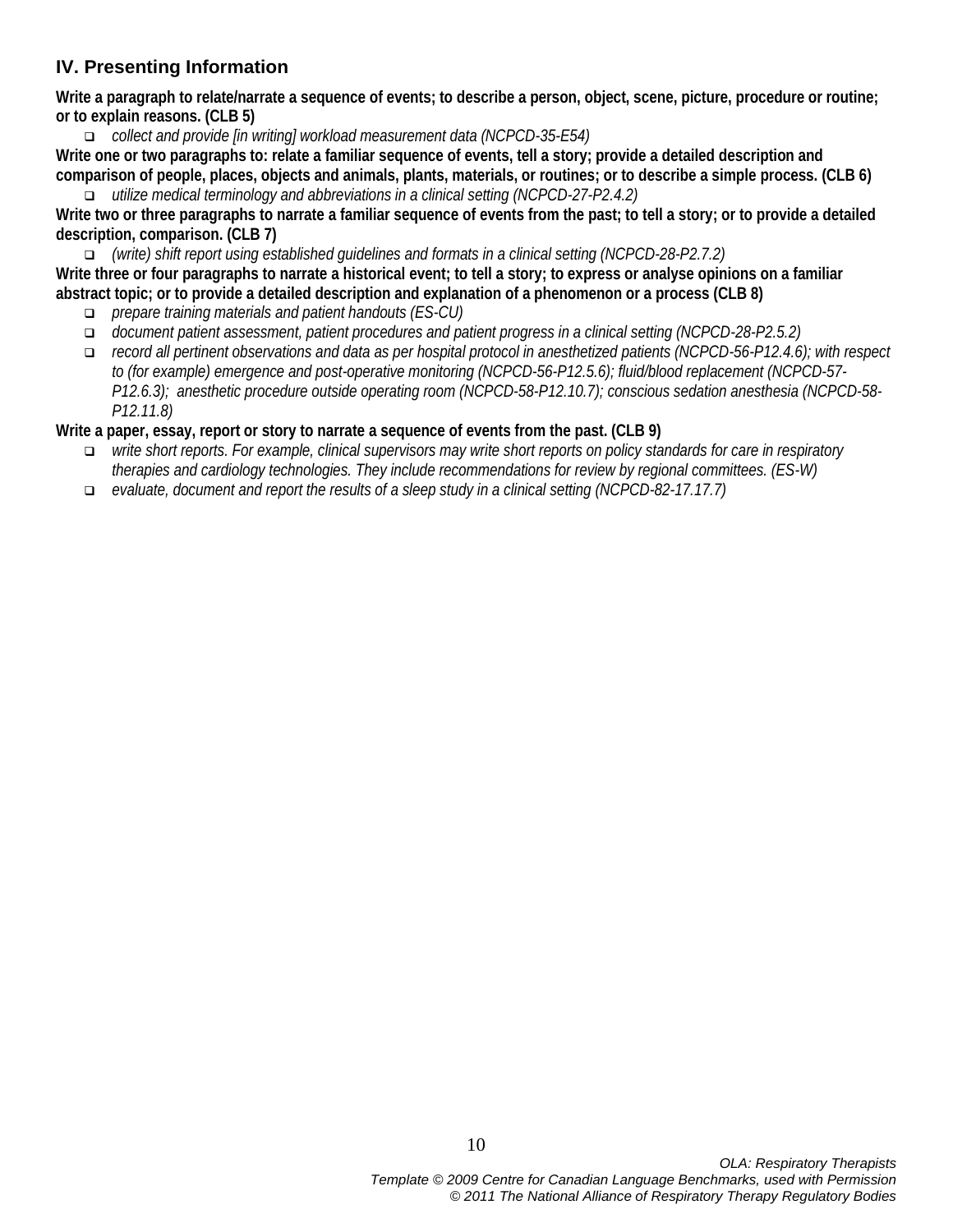## IV. Presenting Information

**Write a paragraph to relate/narrate a sequence of events; to describe a person, object, scene, picture, procedure or routine; or to explain reasons. (CLB 5)**

- *collect and provide [in writing] workload measurement data (NCPCD-35-E54)*

**Write one or two paragraphs to: relate a familiar sequence of events, tell a story; provide a detailed description and comparison of people, places, objects and animals, plants, materials, or routines; or to describe a simple process. (CLB 6)**

- *utilize medical terminology and abbreviations in a clinical setting (NCPCD-27-P2.4.2)*

**Write two or three paragraphs to narrate a familiar sequence of events from the past; to tell a story; or to provide a detailed description, comparison. (CLB 7)**

- *(write) shift report using established guidelines and formats in a clinical setting (NCPCD-28-P2.7.2)*

**Write three or four paragraphs to narrate a historical event; to tell a story; to express or analyse opinions on a familiar abstract topic; or to provide a detailed description and explanation of a phenomenon or a process (CLB 8)**

- *prepare training materials and patient handouts (ES-CU)*
- *document patient assessment, patient procedures and patient progress in a clinical setting (NCPCD-28-P2.5.2)*
- *record all pertinent observations and data as per hospital protocol in anesthetized patients (NCPCD-56-P12.4.6); with respect to (for example) emergence and post-operative monitoring (NCPCD-56-P12.5.6); fluid/blood replacement (NCPCD-57-P12.6.3); anesthetic procedure outside operating room (NCPCD-58-P12.10.7); conscious sedation anesthesia (NCPCD-58-P12.11.8)*

**Write a paper, essay, report or story to narrate a sequence of events from the past. (CLB 9)**

- *write short reports. For example, clinical supervisors may write short reports on policy standards for care in respiratory therapies and cardiology technologies. They include recommendations for review by regional committees. (ES-W)*
- *evaluate, document and report the results of a sleep study in a clinical setting (NCPCD-82-17.17.7)*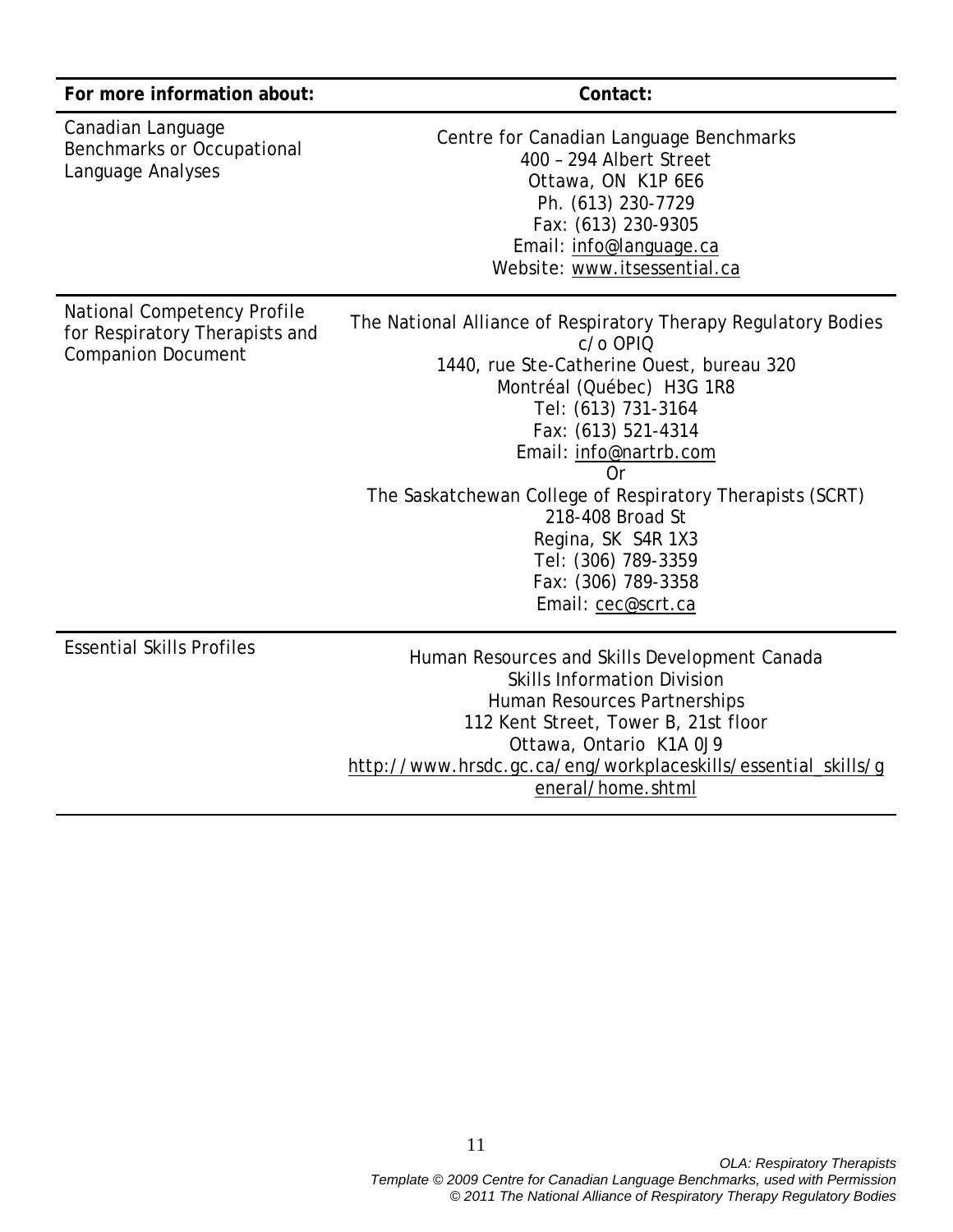| For more information about: | Contact: |
| --- | --- |
| Canadian Language Benchmarks or Occupational Language Analyses | Centre for Canadian Language Benchmarks<br>400 – 294 Albert Street<br>Ottawa, ON K1P 6E6<br>Ph. (613) 230-7729<br>Fax: (613) 230-9305<br>Email: info@language.ca<br>Website: www.itsessential.ca |
| National Competency Profile for Respiratory Therapists and Companion Document | The National Alliance of Respiratory Therapy Regulatory Bodies<br>c/o OPIQ<br>1440, rue Ste-Catherine Ouest, bureau 320<br>Montréal (Québec) H3G 1R8<br>Tel: (613) 731-3164<br>Fax: (613) 521-4314<br>Email: info@nartrb.com<br>Or<br>The Saskatchewan College of Respiratory Therapists (SCRT)<br>218-408 Broad St<br>Regina, SK S4R 1X3<br>Tel: (306) 789-3359<br>Fax: (306) 789-3358<br>Email: cec@scrt.ca |
| Essential Skills Profiles | Human Resources and Skills Development Canada<br>Skills Information Division<br>Human Resources Partnerships<br>112 Kent Street, Tower B, 21st floor<br>Ottawa, Ontario K1A 0J9<br>http://www.hrsdc.gc.ca/eng/workplaceskills/essential_skills/general/home.shtml |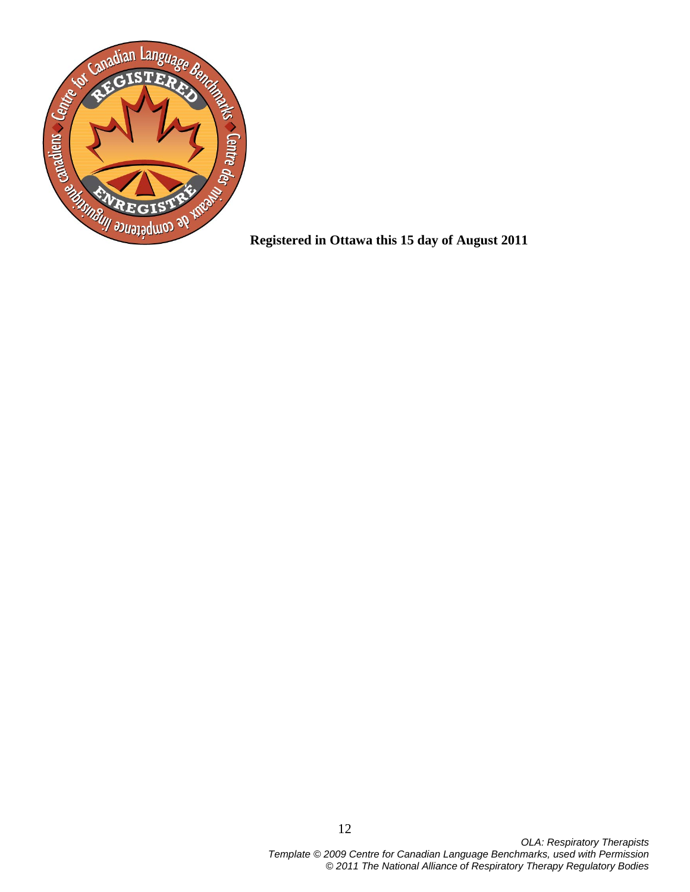**Registered in Ottawa this 15 day of August 2011**